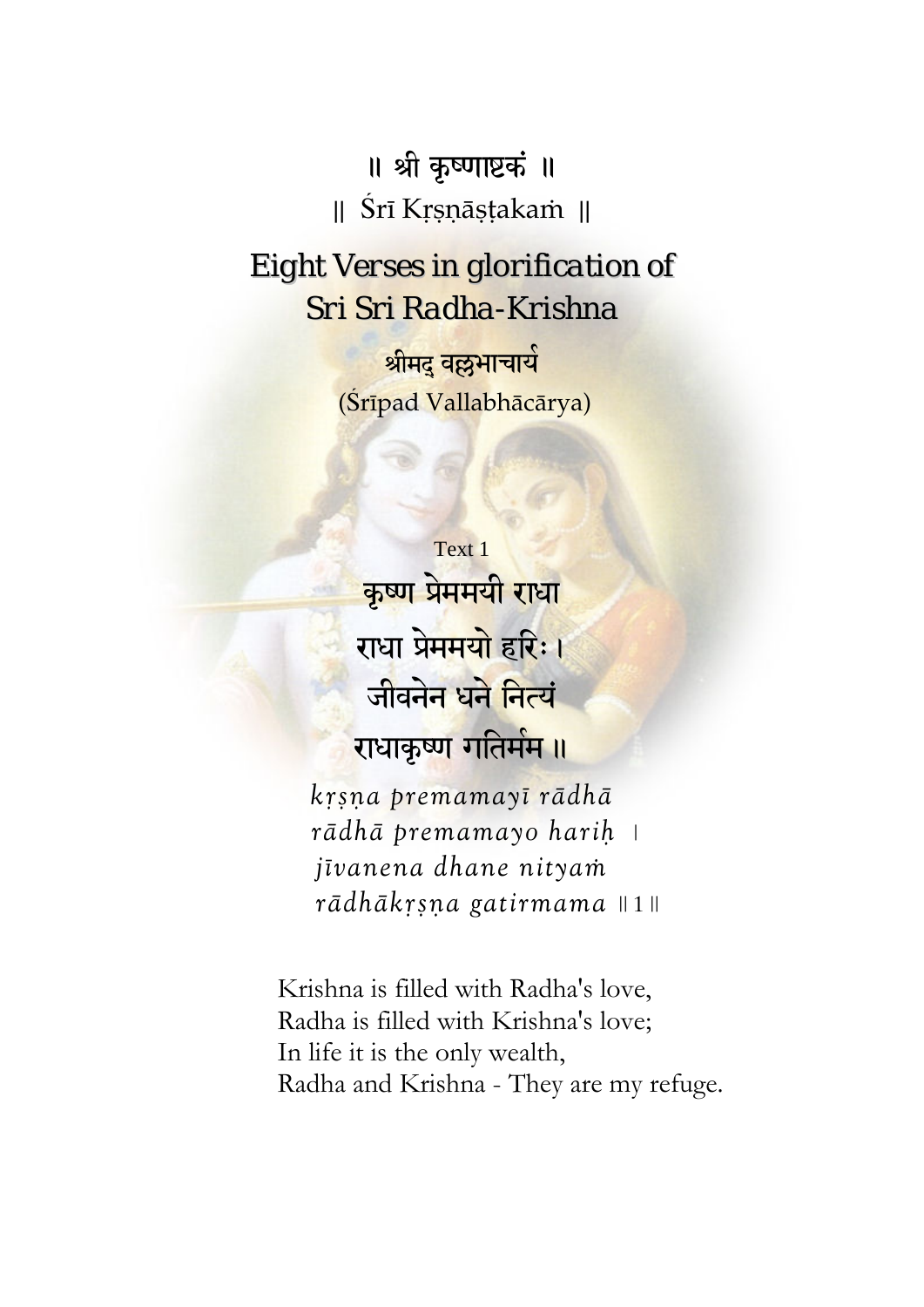# ॥ श्री कृष्णाष्टकं ॥

॥ Śrī Kṛṣṇāṣṭakaṁ ॥

## Eight Verses in glorification of Sri Sri Radha-Krishna

श्रीमद् वल्लभाचार्य

(Śrīpad Vallabhācārya)

Text 1

कृष्ण प्रेममयी राधा
राधा प्रेममयो हरिः ।
जीवनेन धने नित्यं
राधाकृष्ण गतिर्मम ॥

*kṛṣṇa premamayī rādhā*
*rādhā premamayo hariḥ* ।
*jīvanena dhane nityaṁ*
*rādhākṛṣṇa gatirmama* ॥1॥

Krishna is filled with Radha's love,
Radha is filled with Krishna's love;
In life it is the only wealth,
Radha and Krishna - They are my refuge.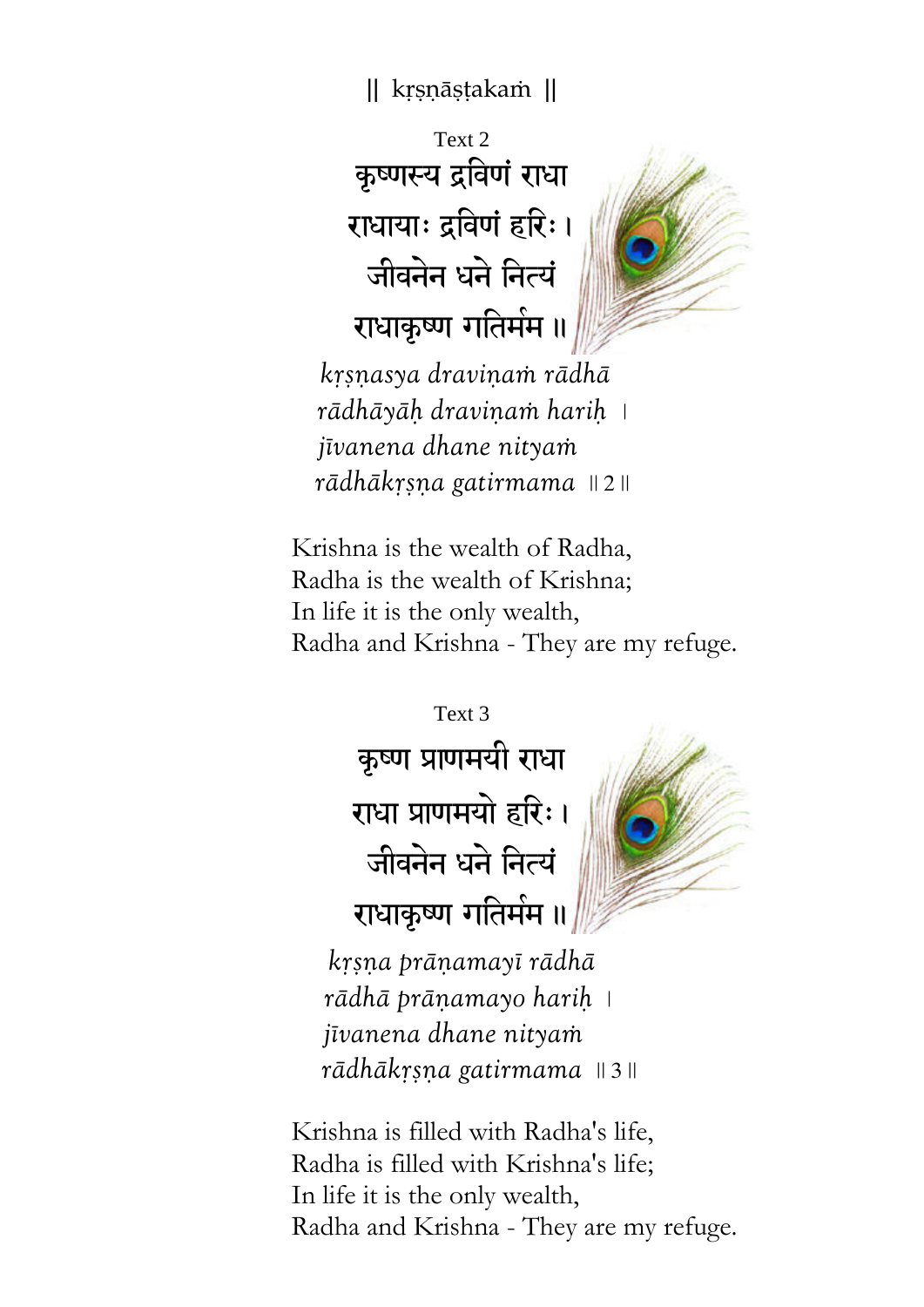|| kṛṣṇāṣṭakaṁ ||

Text 2

कृष्णस्य द्रविणं राधा
राधायाः द्रविणं हरिः ।
जीवनेन धने नित्यं
राधाकृष्ण गतिर्मम ॥

*kṛṣṇasya draviṇaṁ rādhā*
*rādhāyāḥ draviṇaṁ hariḥ* ।
*jīvanena dhane nityaṁ*
*rādhākṛṣṇa gatirmama* ॥2॥

Krishna is the wealth of Radha,
Radha is the wealth of Krishna;
In life it is the only wealth,
Radha and Krishna - They are my refuge.

Text 3

कृष्ण प्राणमयी राधा
राधा प्राणमयो हरिः ।
जीवनेन धने नित्यं
राधाकृष्ण गतिर्मम ॥

*kṛṣṇa prāṇamayī rādhā*
*rādhā prāṇamayo hariḥ* ।
*jīvanena dhane nityaṁ*
*rādhākṛṣṇa gatirmama* ॥3॥

Krishna is filled with Radha's life,
Radha is filled with Krishna's life;
In life it is the only wealth,
Radha and Krishna - They are my refuge.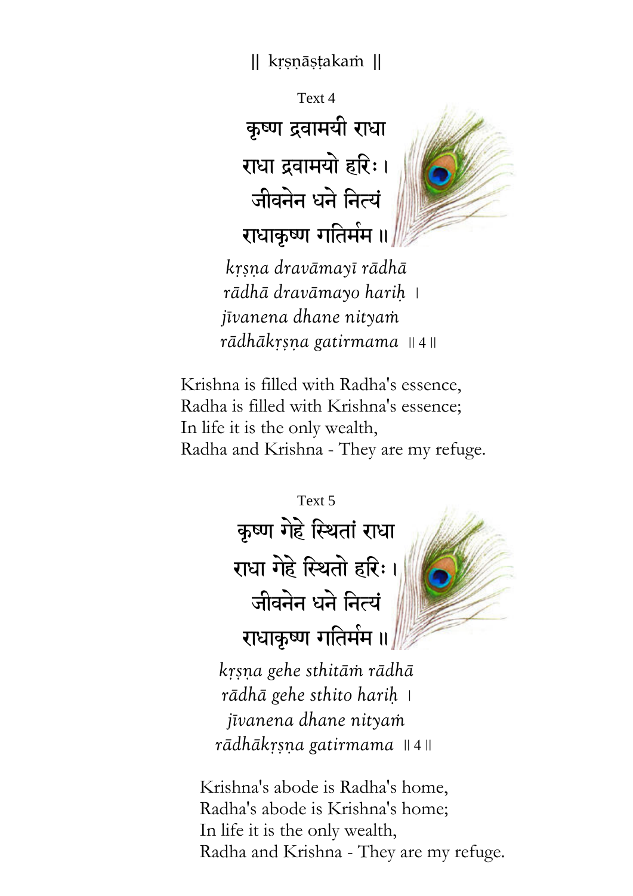|| kṛṣṇāṣṭakaṁ ||

Text 4

कृष्ण द्रवामयी राधा
राधा द्रवामयो हरिः ।
जीवनेन धने नित्यं
राधाकृष्ण गतिर्मम ॥

*kṛṣṇa dravāmayī rādhā*
*rādhā dravāmayo hariḥ* ।
*jīvanena dhane nityaṁ*
*rādhākṛṣṇa gatirmama* ॥ 4 ॥

Krishna is filled with Radha's essence,
Radha is filled with Krishna's essence;
In life it is the only wealth,
Radha and Krishna - They are my refuge.

Text 5

कृष्ण गेहे स्थितां राधा
राधा गेहे स्थितो हरिः ।
जीवनेन धने नित्यं
राधाकृष्ण गतिर्मम ॥

*kṛṣṇa gehe sthitāṁ rādhā*
*rādhā gehe sthito hariḥ* ।
*jīvanena dhane nityaṁ*
*rādhākṛṣṇa gatirmama* ॥ 4 ॥

Krishna's abode is Radha's home,
Radha's abode is Krishna's home;
In life it is the only wealth,
Radha and Krishna - They are my refuge.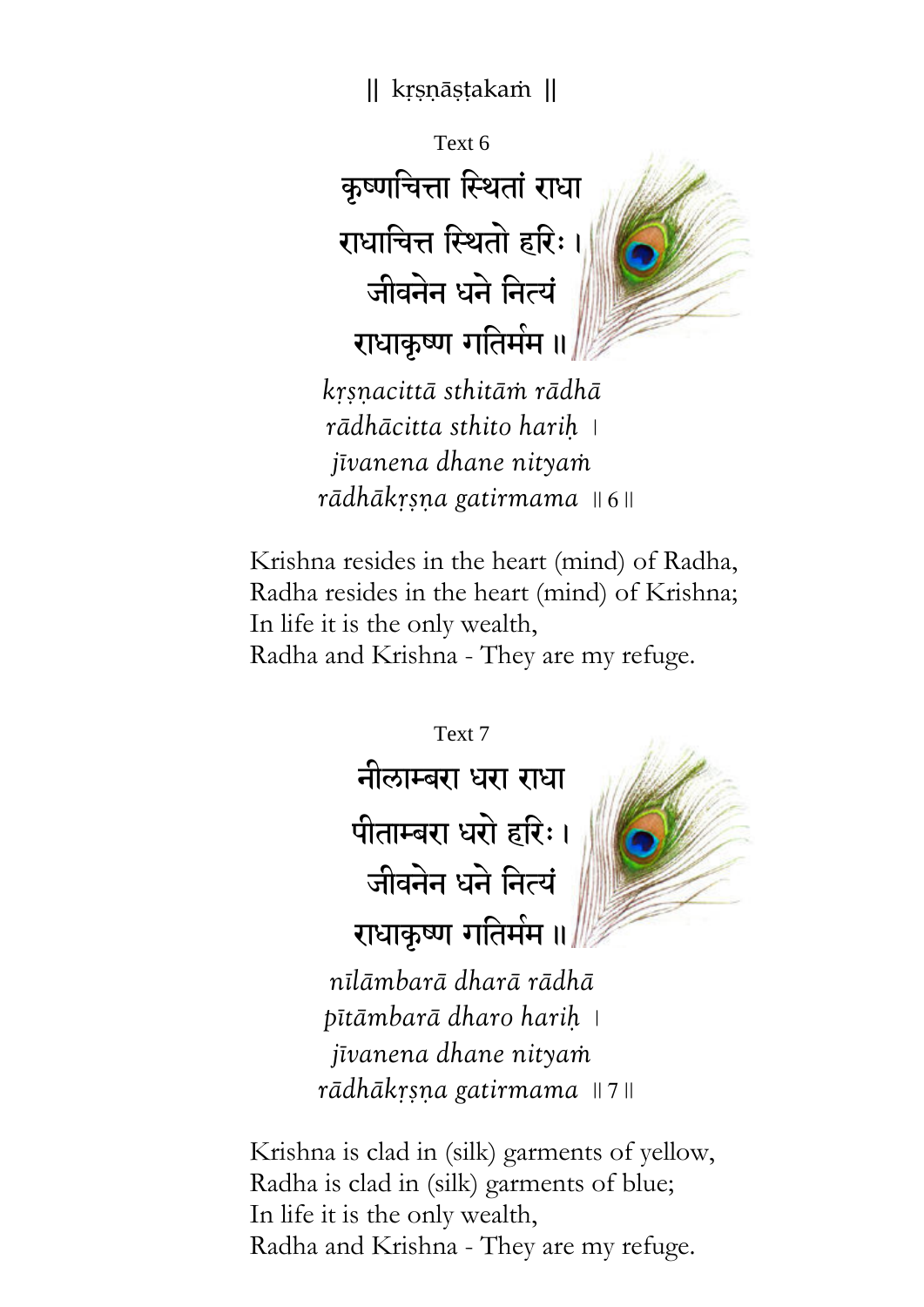|| kṛṣṇāṣṭakaṁ ||

Text 6

कृष्णचित्ता स्थितां राधा
राधाचित्त स्थितो हरिः ।
जीवनेन धने नित्यं
राधाकृष्ण गतिर्मम ॥

*kṛṣṇacittā sthitāṁ rādhā*
*rādhācitta sthito hariḥ* ।
*jīvanena dhane nityaṁ*
*rādhākṛṣṇa gatirmama* ॥ 6 ॥

Krishna resides in the heart (mind) of Radha,
Radha resides in the heart (mind) of Krishna;
In life it is the only wealth,
Radha and Krishna - They are my refuge.

Text 7

नीलाम्बरा धरा राधा
पीताम्बरा धरो हरिः ।
जीवनेन धने नित्यं
राधाकृष्ण गतिर्मम ॥

*nīlāmbarā dharā rādhā*
*pītāmbarā dharo hariḥ* ।
*jīvanena dhane nityaṁ*
*rādhākṛṣṇa gatirmama* ॥ 7 ॥

Krishna is clad in (silk) garments of yellow,
Radha is clad in (silk) garments of blue;
In life it is the only wealth,
Radha and Krishna - They are my refuge.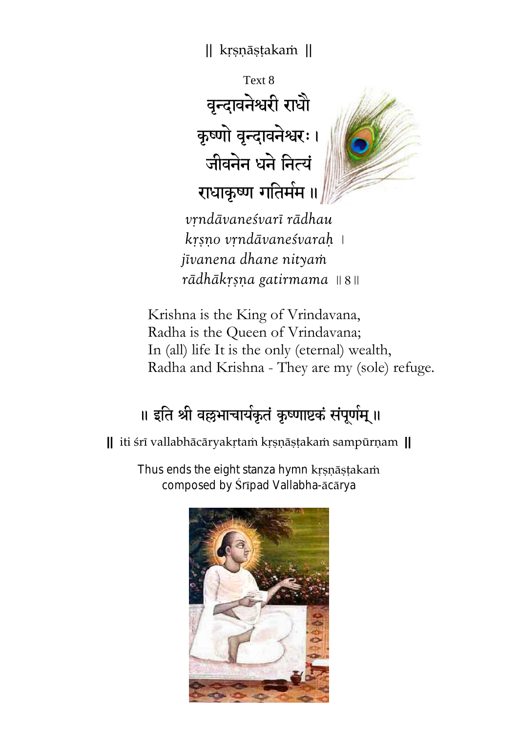|| kṛṣṇāṣṭakaṁ ||

Text 8

वृन्दावनेश्वरी राधौ
कृष्णो वृन्दावनेश्वरः ।
जीवनेन धने नित्यं
राधाकृष्ण गतिर्मम ॥

*vṛndāvaneśvarī rādhau*
*kṛṣṇo vṛndāvaneśvaraḥ* ।
*jīvanena dhane nityaṁ*
*rādhākṛṣṇa gatirmama* ॥ 8 ॥

Krishna is the King of Vrindavana,
Radha is the Queen of Vrindavana;
In (all) life It is the only (eternal) wealth,
Radha and Krishna - They are my (sole) refuge.

॥ इति श्री वल्लभाचार्यकृतं कृष्णाष्टकं संपूर्णम् ॥

**||** iti śrī vallabhācāryakṛtaṁ kṛṣṇāṣṭakaṁ sampūrṇam **||**

Thus ends the eight stanza hymn kṛṣṇāṣṭakaṁ
composed by Śrīpad Vallabha-ācārya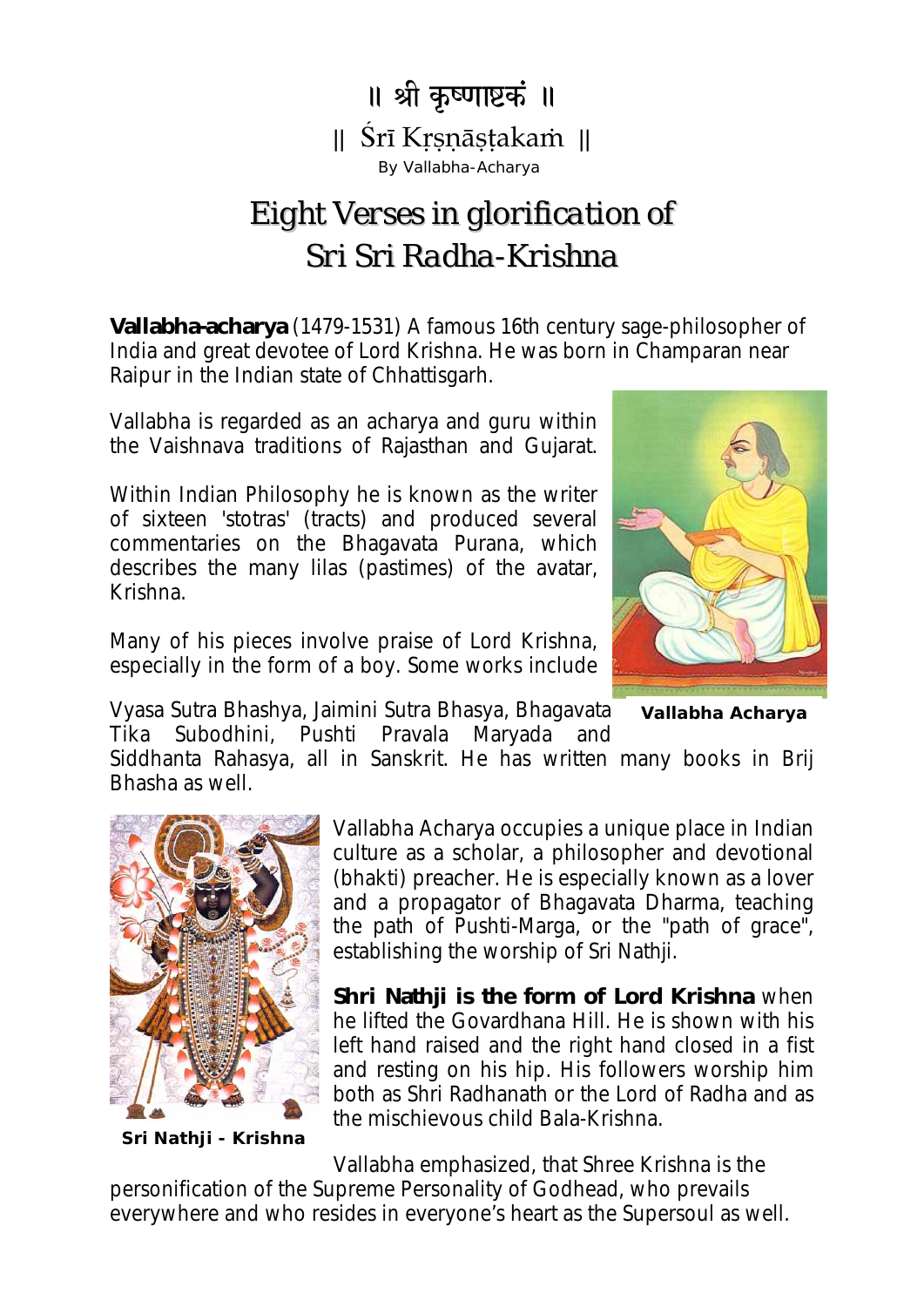# ॥ श्री कृष्णाष्टकं ॥

## || Śrī Kṛṣṇāṣṭakaṁ ||

By Vallabha-Acharya

# *Eight Verses in glorification of Sri Sri Radha-Krishna*

**Vallabha-acharya** (1479-1531) A famous 16th century sage-philosopher of India and great devotee of Lord Krishna. He was born in Champaran near Raipur in the Indian state of Chhattisgarh.

Vallabha is regarded as an acharya and guru within the Vaishnava traditions of Rajasthan and Gujarat.

Within Indian Philosophy he is known as the writer of sixteen 'stotras' (tracts) and produced several commentaries on the Bhagavata Purana, which describes the many lilas (pastimes) of the avatar, Krishna.

Many of his pieces involve praise of Lord Krishna, especially in the form of a boy. Some works include Vyasa Sutra Bhashya, Jaimini Sutra Bhasya, Bhagavata Tika Subodhini, Pushti Pravala Maryada and Siddhanta Rahasya, all in Sanskrit. He has written many books in Brij Bhasha as well.

**Vallabha Acharya**

Vallabha Acharya occupies a unique place in Indian culture as a scholar, a philosopher and devotional (bhakti) preacher. He is especially known as a lover and a propagator of Bhagavata Dharma, teaching the path of Pushti-Marga, or the "path of grace", establishing the worship of Sri Nathji.

**Shri Nathji is the form of Lord Krishna** when he lifted the Govardhana Hill. He is shown with his left hand raised and the right hand closed in a fist and resting on his hip. His followers worship him both as Shri Radhanath or the Lord of Radha and as the mischievous child Bala-Krishna.

**Sri Nathji - Krishna**

Vallabha emphasized, that Shree Krishna is the personification of the Supreme Personality of Godhead, who prevails everywhere and who resides in everyone's heart as the Supersoul as well.